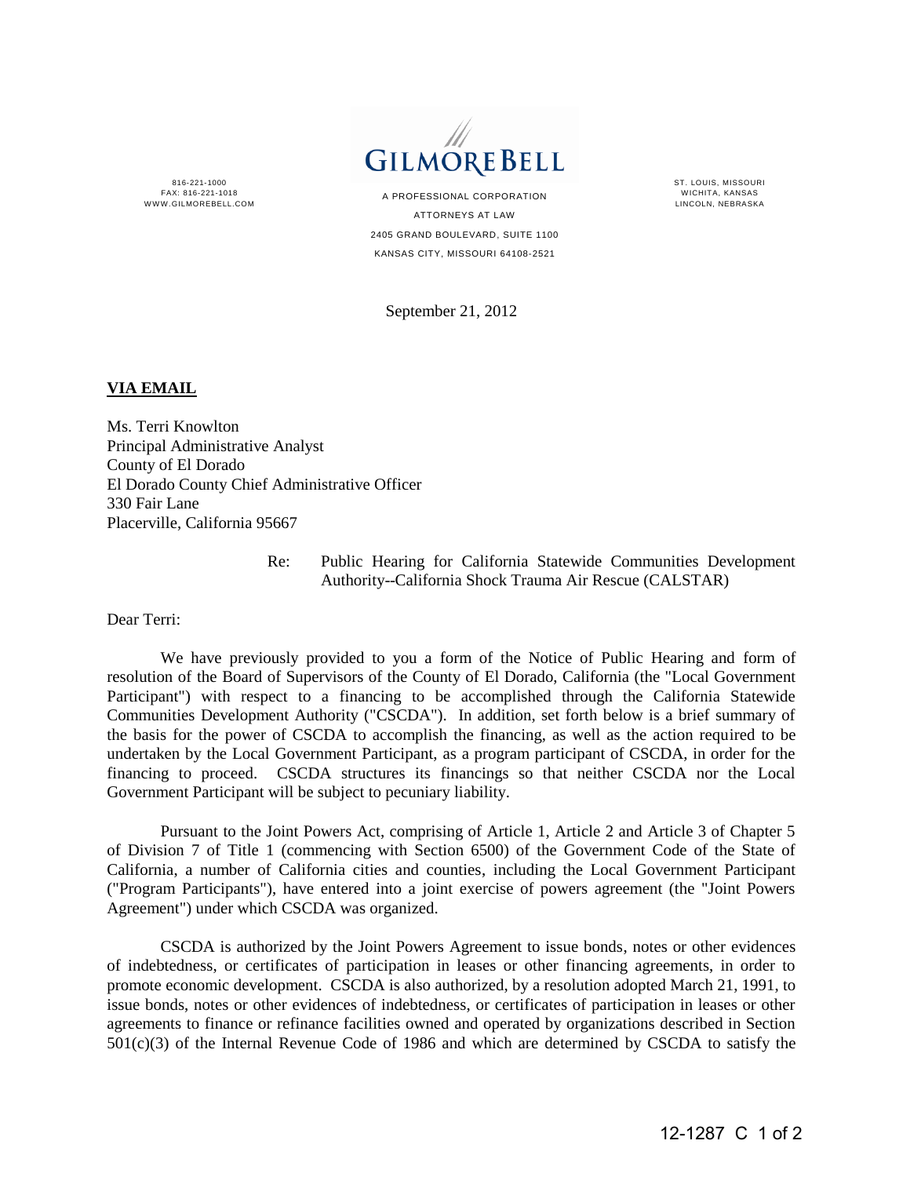GILMORE BELL

816-221-1000
FAX: 816-221-1018
WWW.GILMOREBELL.COM

A PROFESSIONAL CORPORATION
ATTORNEYS AT LAW
2405 GRAND BOULEVARD, SUITE 1100
KANSAS CITY, MISSOURI 64108-2521

ST. LOUIS, MISSOURI
WICHITA, KANSAS
LINCOLN, NEBRASKA

September 21, 2012

**VIA EMAIL**

Ms. Terri Knowlton
Principal Administrative Analyst
County of El Dorado
El Dorado County Chief Administrative Officer
330 Fair Lane
Placerville, California 95667

Re: Public Hearing for California Statewide Communities Development Authority--California Shock Trauma Air Rescue (CALSTAR)

Dear Terri:

We have previously provided to you a form of the Notice of Public Hearing and form of resolution of the Board of Supervisors of the County of El Dorado, California (the "Local Government Participant") with respect to a financing to be accomplished through the California Statewide Communities Development Authority ("CSCDA"). In addition, set forth below is a brief summary of the basis for the power of CSCDA to accomplish the financing, as well as the action required to be undertaken by the Local Government Participant, as a program participant of CSCDA, in order for the financing to proceed. CSCDA structures its financings so that neither CSCDA nor the Local Government Participant will be subject to pecuniary liability.

Pursuant to the Joint Powers Act, comprising of Article 1, Article 2 and Article 3 of Chapter 5 of Division 7 of Title 1 (commencing with Section 6500) of the Government Code of the State of California, a number of California cities and counties, including the Local Government Participant ("Program Participants"), have entered into a joint exercise of powers agreement (the "Joint Powers Agreement") under which CSCDA was organized.

CSCDA is authorized by the Joint Powers Agreement to issue bonds, notes or other evidences of indebtedness, or certificates of participation in leases or other financing agreements, in order to promote economic development. CSCDA is also authorized, by a resolution adopted March 21, 1991, to issue bonds, notes or other evidences of indebtedness, or certificates of participation in leases or other agreements to finance or refinance facilities owned and operated by organizations described in Section 501(c)(3) of the Internal Revenue Code of 1986 and which are determined by CSCDA to satisfy the

12-1287 C 1 of 2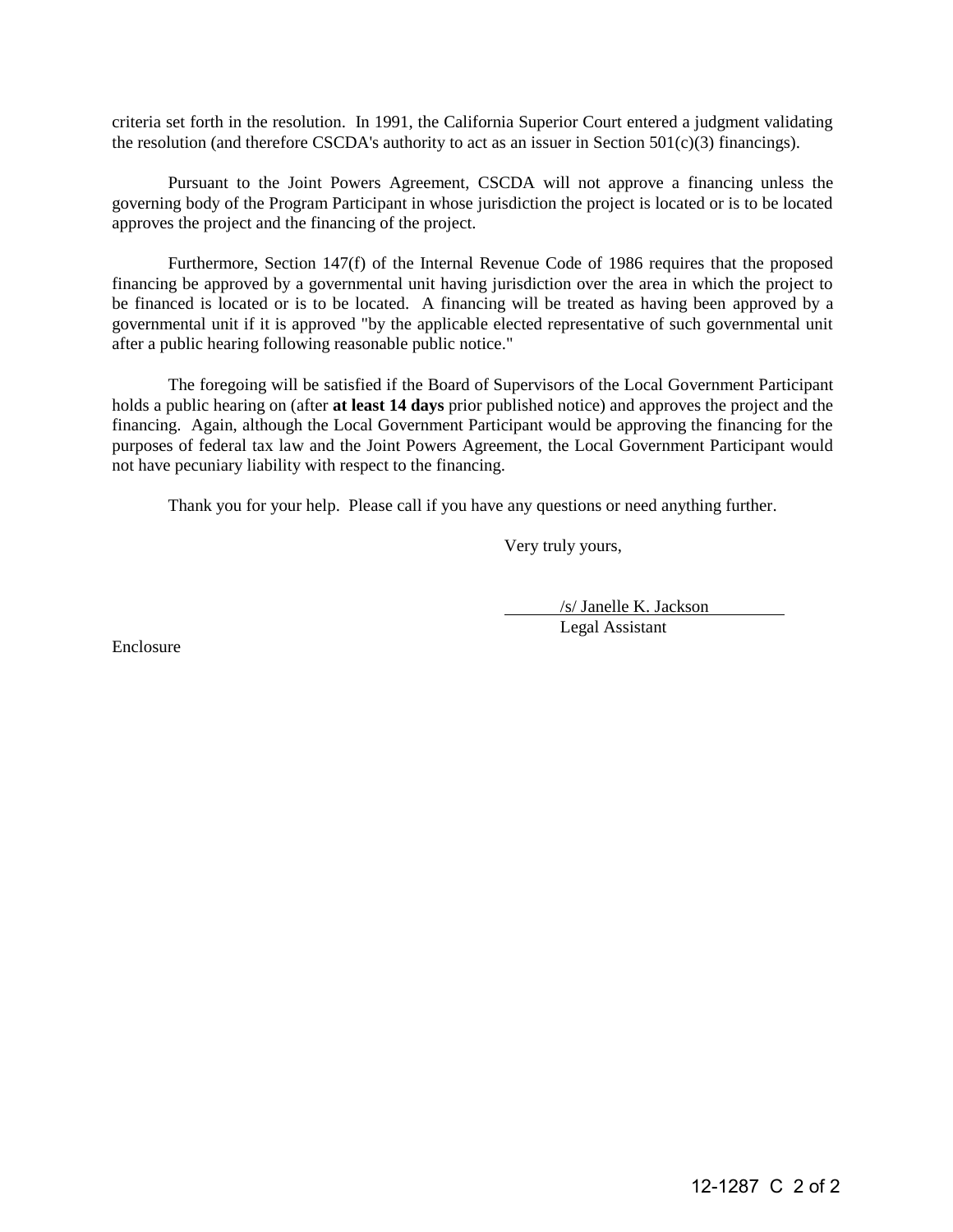criteria set forth in the resolution. In 1991, the California Superior Court entered a judgment validating the resolution (and therefore CSCDA's authority to act as an issuer in Section 501(c)(3) financings).

Pursuant to the Joint Powers Agreement, CSCDA will not approve a financing unless the governing body of the Program Participant in whose jurisdiction the project is located or is to be located approves the project and the financing of the project.

Furthermore, Section 147(f) of the Internal Revenue Code of 1986 requires that the proposed financing be approved by a governmental unit having jurisdiction over the area in which the project to be financed is located or is to be located. A financing will be treated as having been approved by a governmental unit if it is approved "by the applicable elected representative of such governmental unit after a public hearing following reasonable public notice."

The foregoing will be satisfied if the Board of Supervisors of the Local Government Participant holds a public hearing on (after **at least 14 days** prior published notice) and approves the project and the financing. Again, although the Local Government Participant would be approving the financing for the purposes of federal tax law and the Joint Powers Agreement, the Local Government Participant would not have pecuniary liability with respect to the financing.

Thank you for your help. Please call if you have any questions or need anything further.

Very truly yours,

/s/ Janelle K. Jackson
Legal Assistant

Enclosure